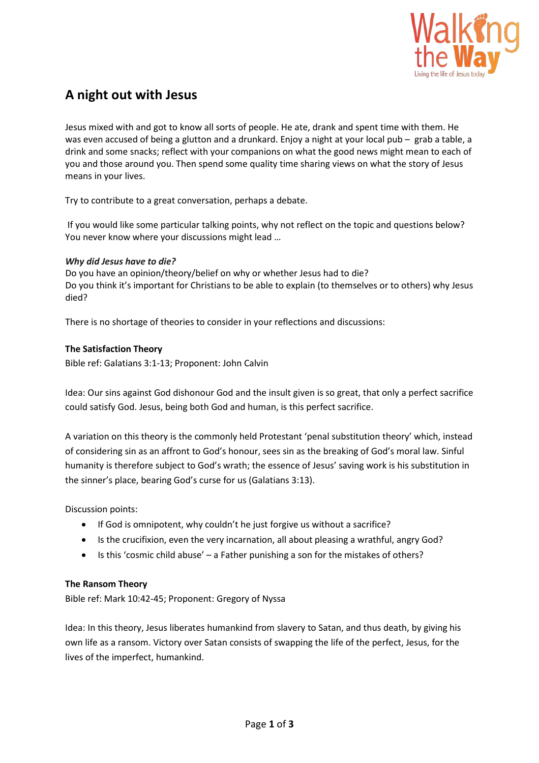# A night out with Jesus

Jesus mixed with and got to know all sorts of people. He ate, drank and spent time with them. He was even accused of being a glutton and a drunkard. Enjoy a night at your local pub – grab a table, a drink and some snacks; reflect with your companions on what the good news might mean to each of you and those around you. Then spend some quality time sharing views on what the story of Jesus means in your lives.

Try to contribute to a great conversation, perhaps a debate.

If you would like some particular talking points, why not reflect on the topic and questions below? You never know where your discussions might lead …

***Why did Jesus have to die?***

Do you have an opinion/theory/belief on why or whether Jesus had to die?
Do you think it's important for Christians to be able to explain (to themselves or to others) why Jesus died?

There is no shortage of theories to consider in your reflections and discussions:

**The Satisfaction Theory**

Bible ref: Galatians 3:1-13; Proponent: John Calvin

Idea: Our sins against God dishonour God and the insult given is so great, that only a perfect sacrifice could satisfy God. Jesus, being both God and human, is this perfect sacrifice.

A variation on this theory is the commonly held Protestant 'penal substitution theory' which, instead of considering sin as an affront to God's honour, sees sin as the breaking of God's moral law. Sinful humanity is therefore subject to God's wrath; the essence of Jesus' saving work is his substitution in the sinner's place, bearing God's curse for us (Galatians 3:13).

Discussion points:

- If God is omnipotent, why couldn't he just forgive us without a sacrifice?
- Is the crucifixion, even the very incarnation, all about pleasing a wrathful, angry God?
- Is this 'cosmic child abuse' – a Father punishing a son for the mistakes of others?

**The Ransom Theory**

Bible ref: Mark 10:42-45; Proponent: Gregory of Nyssa

Idea: In this theory, Jesus liberates humankind from slavery to Satan, and thus death, by giving his own life as a ransom. Victory over Satan consists of swapping the life of the perfect, Jesus, for the lives of the imperfect, humankind.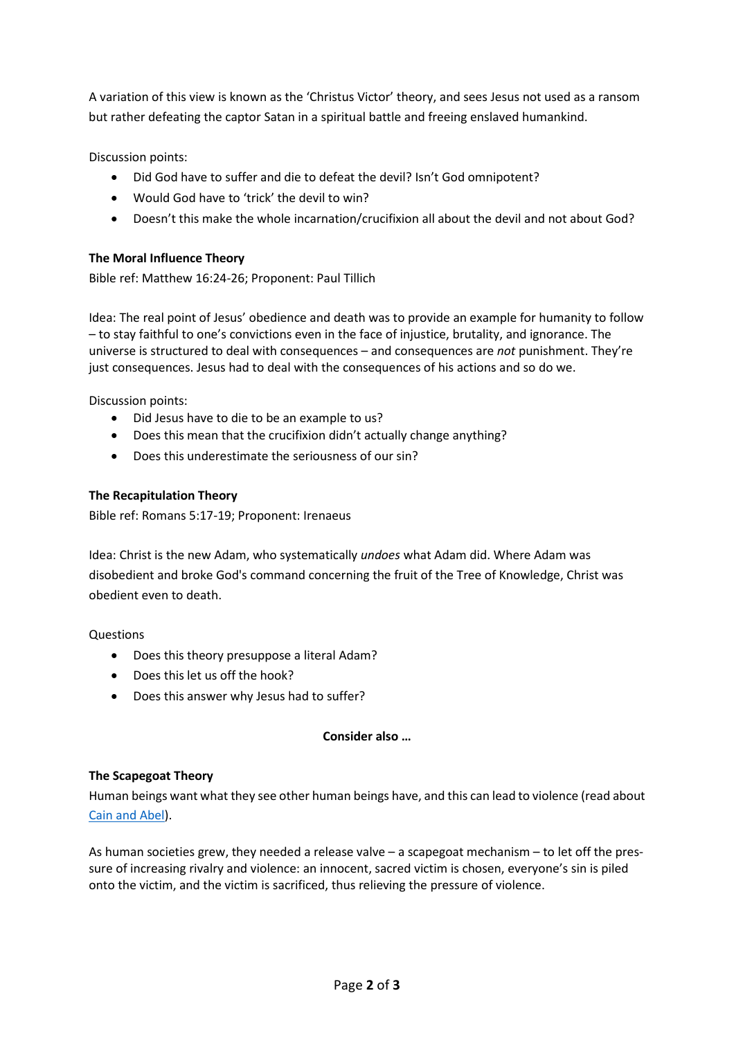A variation of this view is known as the 'Christus Victor' theory, and sees Jesus not used as a ransom but rather defeating the captor Satan in a spiritual battle and freeing enslaved humankind.

Discussion points:

- Did God have to suffer and die to defeat the devil? Isn't God omnipotent?
- Would God have to 'trick' the devil to win?
- Doesn't this make the whole incarnation/crucifixion all about the devil and not about God?

**The Moral Influence Theory**

Bible ref: Matthew 16:24-26; Proponent: Paul Tillich

Idea: The real point of Jesus' obedience and death was to provide an example for humanity to follow – to stay faithful to one's convictions even in the face of injustice, brutality, and ignorance. The universe is structured to deal with consequences – and consequences are *not* punishment. They're just consequences. Jesus had to deal with the consequences of his actions and so do we.

Discussion points:

- Did Jesus have to die to be an example to us?
- Does this mean that the crucifixion didn't actually change anything?
- Does this underestimate the seriousness of our sin?

**The Recapitulation Theory**

Bible ref: Romans 5:17-19; Proponent: Irenaeus

Idea: Christ is the new Adam, who systematically *undoes* what Adam did. Where Adam was disobedient and broke God's command concerning the fruit of the Tree of Knowledge, Christ was obedient even to death.

Questions

- Does this theory presuppose a literal Adam?
- Does this let us off the hook?
- Does this answer why Jesus had to suffer?

**Consider also …**

**The Scapegoat Theory**

Human beings want what they see other human beings have, and this can lead to violence (read about Cain and Abel).

As human societies grew, they needed a release valve – a scapegoat mechanism – to let off the pressure of increasing rivalry and violence: an innocent, sacred victim is chosen, everyone's sin is piled onto the victim, and the victim is sacrificed, thus relieving the pressure of violence.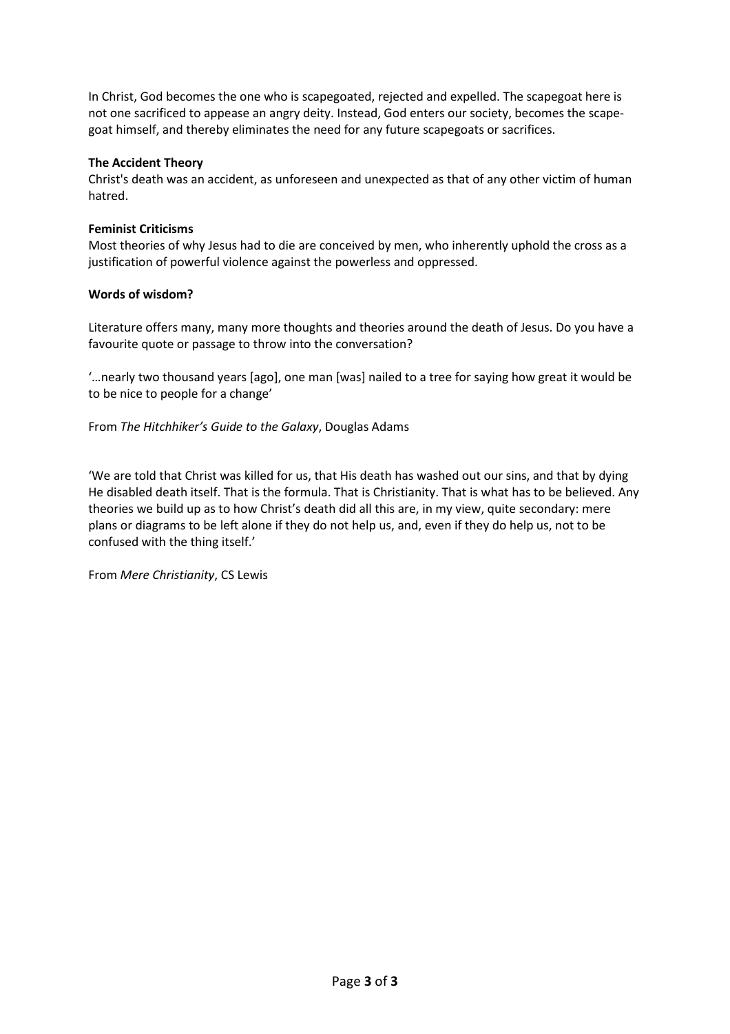In Christ, God becomes the one who is scapegoated, rejected and expelled. The scapegoat here is not one sacrificed to appease an angry deity. Instead, God enters our society, becomes the scape-goat himself, and thereby eliminates the need for any future scapegoats or sacrifices.

**The Accident Theory**
Christ's death was an accident, as unforeseen and unexpected as that of any other victim of human hatred.

**Feminist Criticisms**
Most theories of why Jesus had to die are conceived by men, who inherently uphold the cross as a justification of powerful violence against the powerless and oppressed.

**Words of wisdom?**

Literature offers many, many more thoughts and theories around the death of Jesus. Do you have a favourite quote or passage to throw into the conversation?

'…nearly two thousand years [ago], one man [was] nailed to a tree for saying how great it would be to be nice to people for a change'

From *The Hitchhiker's Guide to the Galaxy*, Douglas Adams

'We are told that Christ was killed for us, that His death has washed out our sins, and that by dying He disabled death itself. That is the formula. That is Christianity. That is what has to be believed. Any theories we build up as to how Christ's death did all this are, in my view, quite secondary: mere plans or diagrams to be left alone if they do not help us, and, even if they do help us, not to be confused with the thing itself.'

From *Mere Christianity*, CS Lewis